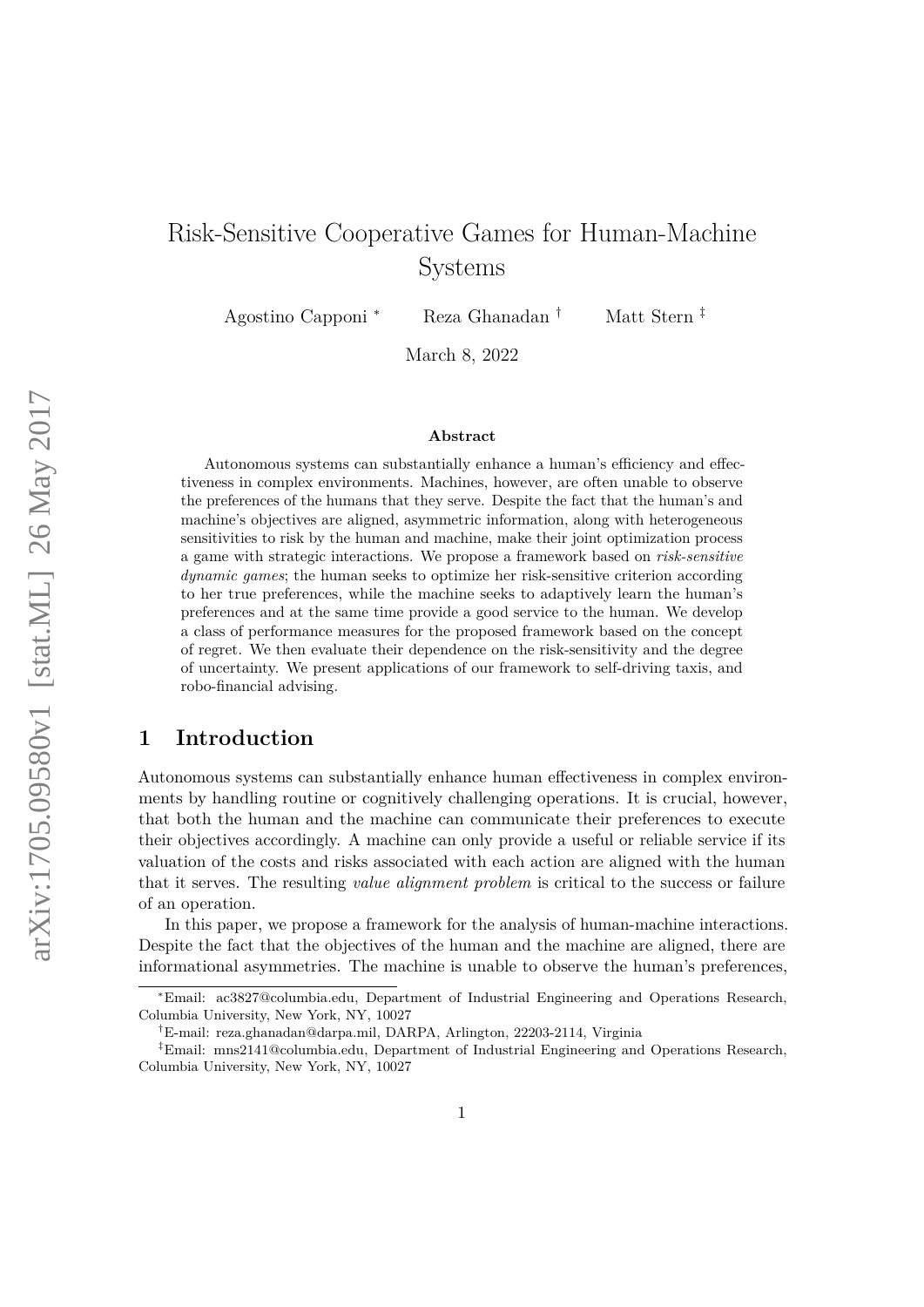# Risk-Sensitive Cooperative Games for Human-Machine Systems

Agostino Capponi [*] Reza Ghanadan [†] Matt Stern [‡]

March 8, 2022

**Abstract**

Autonomous systems can substantially enhance a human's efficiency and effectiveness in complex environments. Machines, however, are often unable to observe the preferences of the humans that they serve. Despite the fact that the human's and machine's objectives are aligned, asymmetric information, along with heterogeneous sensitivities to risk by the human and machine, make their joint optimization process a game with strategic interactions. We propose a framework based on *risk-sensitive dynamic games*; the human seeks to optimize her risk-sensitive criterion according to her true preferences, while the machine seeks to adaptively learn the human's preferences and at the same time provide a good service to the human. We develop a class of performance measures for the proposed framework based on the concept of regret. We then evaluate their dependence on the risk-sensitivity and the degree of uncertainty. We present applications of our framework to self-driving taxis, and robo-financial advising.

## 1 Introduction

Autonomous systems can substantially enhance human effectiveness in complex environments by handling routine or cognitively challenging operations. It is crucial, however, that both the human and the machine can communicate their preferences to execute their objectives accordingly. A machine can only provide a useful or reliable service if its valuation of the costs and risks associated with each action are aligned with the human that it serves. The resulting *value alignment problem* is critical to the success or failure of an operation.

In this paper, we propose a framework for the analysis of human-machine interactions. Despite the fact that the objectives of the human and the machine are aligned, there are informational asymmetries. The machine is unable to observe the human's preferences,

[*] Email: ac3827@columbia.edu, Department of Industrial Engineering and Operations Research, Columbia University, New York, NY, 10027

[†] E-mail: reza.ghanadan@darpa.mil, DARPA, Arlington, 22203-2114, Virginia

[‡] Email: mns2141@columbia.edu, Department of Industrial Engineering and Operations Research, Columbia University, New York, NY, 10027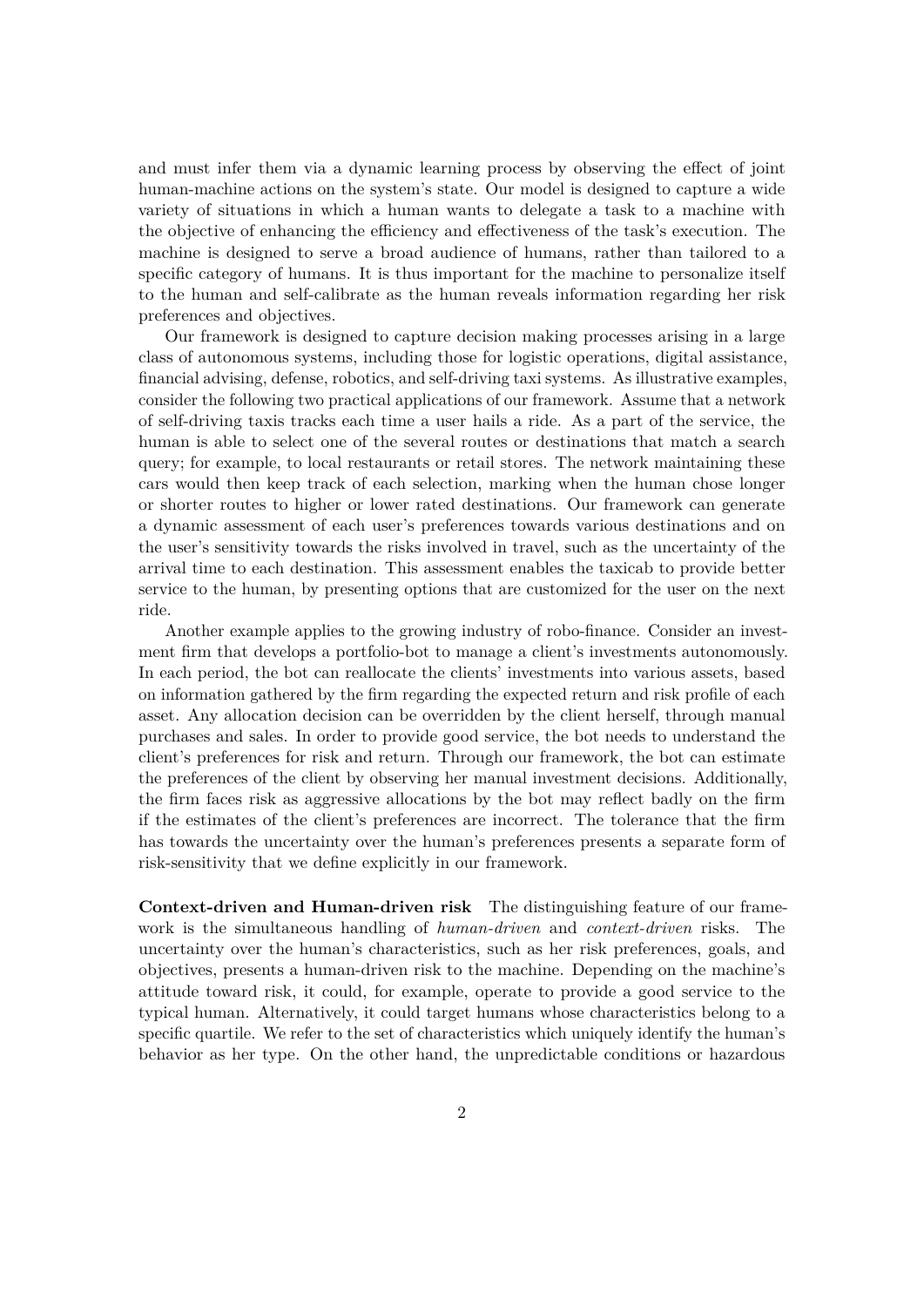and must infer them via a dynamic learning process by observing the effect of joint human-machine actions on the system's state. Our model is designed to capture a wide variety of situations in which a human wants to delegate a task to a machine with the objective of enhancing the efficiency and effectiveness of the task's execution. The machine is designed to serve a broad audience of humans, rather than tailored to a specific category of humans. It is thus important for the machine to personalize itself to the human and self-calibrate as the human reveals information regarding her risk preferences and objectives.

Our framework is designed to capture decision making processes arising in a large class of autonomous systems, including those for logistic operations, digital assistance, financial advising, defense, robotics, and self-driving taxi systems. As illustrative examples, consider the following two practical applications of our framework. Assume that a network of self-driving taxis tracks each time a user hails a ride. As a part of the service, the human is able to select one of the several routes or destinations that match a search query; for example, to local restaurants or retail stores. The network maintaining these cars would then keep track of each selection, marking when the human chose longer or shorter routes to higher or lower rated destinations. Our framework can generate a dynamic assessment of each user's preferences towards various destinations and on the user's sensitivity towards the risks involved in travel, such as the uncertainty of the arrival time to each destination. This assessment enables the taxicab to provide better service to the human, by presenting options that are customized for the user on the next ride.

Another example applies to the growing industry of robo-finance. Consider an investment firm that develops a portfolio-bot to manage a client's investments autonomously. In each period, the bot can reallocate the clients' investments into various assets, based on information gathered by the firm regarding the expected return and risk profile of each asset. Any allocation decision can be overridden by the client herself, through manual purchases and sales. In order to provide good service, the bot needs to understand the client's preferences for risk and return. Through our framework, the bot can estimate the preferences of the client by observing her manual investment decisions. Additionally, the firm faces risk as aggressive allocations by the bot may reflect badly on the firm if the estimates of the client's preferences are incorrect. The tolerance that the firm has towards the uncertainty over the human's preferences presents a separate form of risk-sensitivity that we define explicitly in our framework.

**Context-driven and Human-driven risk** The distinguishing feature of our framework is the simultaneous handling of *human-driven* and *context-driven* risks. The uncertainty over the human's characteristics, such as her risk preferences, goals, and objectives, presents a human-driven risk to the machine. Depending on the machine's attitude toward risk, it could, for example, operate to provide a good service to the typical human. Alternatively, it could target humans whose characteristics belong to a specific quartile. We refer to the set of characteristics which uniquely identify the human's behavior as her type. On the other hand, the unpredictable conditions or hazardous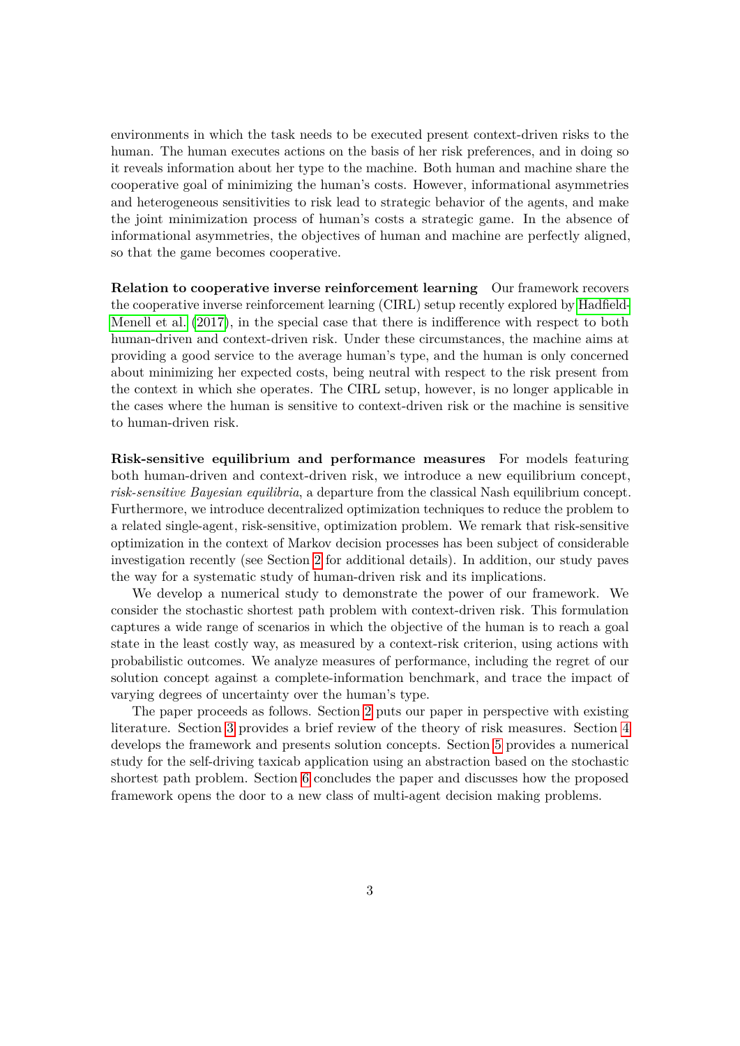environments in which the task needs to be executed present context-driven risks to the human. The human executes actions on the basis of her risk preferences, and in doing so it reveals information about her type to the machine. Both human and machine share the cooperative goal of minimizing the human's costs. However, informational asymmetries and heterogeneous sensitivities to risk lead to strategic behavior of the agents, and make the joint minimization process of human's costs a strategic game. In the absence of informational asymmetries, the objectives of human and machine are perfectly aligned, so that the game becomes cooperative.

**Relation to cooperative inverse reinforcement learning** Our framework recovers the cooperative inverse reinforcement learning (CIRL) setup recently explored by Hadfield-Menell et al. (2017), in the special case that there is indifference with respect to both human-driven and context-driven risk. Under these circumstances, the machine aims at providing a good service to the average human's type, and the human is only concerned about minimizing her expected costs, being neutral with respect to the risk present from the context in which she operates. The CIRL setup, however, is no longer applicable in the cases where the human is sensitive to context-driven risk or the machine is sensitive to human-driven risk.

**Risk-sensitive equilibrium and performance measures** For models featuring both human-driven and context-driven risk, we introduce a new equilibrium concept, *risk-sensitive Bayesian equilibria*, a departure from the classical Nash equilibrium concept. Furthermore, we introduce decentralized optimization techniques to reduce the problem to a related single-agent, risk-sensitive, optimization problem. We remark that risk-sensitive optimization in the context of Markov decision processes has been subject of considerable investigation recently (see Section 2 for additional details). In addition, our study paves the way for a systematic study of human-driven risk and its implications.

We develop a numerical study to demonstrate the power of our framework. We consider the stochastic shortest path problem with context-driven risk. This formulation captures a wide range of scenarios in which the objective of the human is to reach a goal state in the least costly way, as measured by a context-risk criterion, using actions with probabilistic outcomes. We analyze measures of performance, including the regret of our solution concept against a complete-information benchmark, and trace the impact of varying degrees of uncertainty over the human's type.

The paper proceeds as follows. Section 2 puts our paper in perspective with existing literature. Section 3 provides a brief review of the theory of risk measures. Section 4 develops the framework and presents solution concepts. Section 5 provides a numerical study for the self-driving taxicab application using an abstraction based on the stochastic shortest path problem. Section 6 concludes the paper and discusses how the proposed framework opens the door to a new class of multi-agent decision making problems.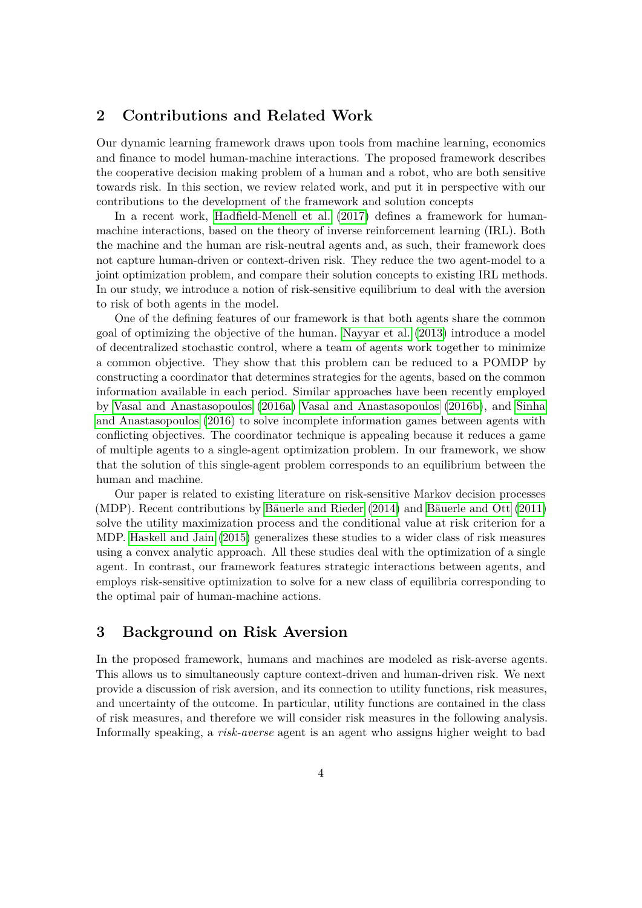## 2 Contributions and Related Work

Our dynamic learning framework draws upon tools from machine learning, economics and finance to model human-machine interactions. The proposed framework describes the cooperative decision making problem of a human and a robot, who are both sensitive towards risk. In this section, we review related work, and put it in perspective with our contributions to the development of the framework and solution concepts

In a recent work, Hadfield-Menell et al. (2017) defines a framework for human-machine interactions, based on the theory of inverse reinforcement learning (IRL). Both the machine and the human are risk-neutral agents and, as such, their framework does not capture human-driven or context-driven risk. They reduce the two agent-model to a joint optimization problem, and compare their solution concepts to existing IRL methods. In our study, we introduce a notion of risk-sensitive equilibrium to deal with the aversion to risk of both agents in the model.

One of the defining features of our framework is that both agents share the common goal of optimizing the objective of the human. Nayyar et al. (2013) introduce a model of decentralized stochastic control, where a team of agents work together to minimize a common objective. They show that this problem can be reduced to a POMDP by constructing a coordinator that determines strategies for the agents, based on the common information available in each period. Similar approaches have been recently employed by Vasal and Anastasopoulos (2016a) Vasal and Anastasopoulos (2016b), and Sinha and Anastasopoulos (2016) to solve incomplete information games between agents with conflicting objectives. The coordinator technique is appealing because it reduces a game of multiple agents to a single-agent optimization problem. In our framework, we show that the solution of this single-agent problem corresponds to an equilibrium between the human and machine.

Our paper is related to existing literature on risk-sensitive Markov decision processes (MDP). Recent contributions by Bäuerle and Rieder (2014) and Bäuerle and Ott (2011) solve the utility maximization process and the conditional value at risk criterion for a MDP. Haskell and Jain (2015) generalizes these studies to a wider class of risk measures using a convex analytic approach. All these studies deal with the optimization of a single agent. In contrast, our framework features strategic interactions between agents, and employs risk-sensitive optimization to solve for a new class of equilibria corresponding to the optimal pair of human-machine actions.

## 3 Background on Risk Aversion

In the proposed framework, humans and machines are modeled as risk-averse agents. This allows us to simultaneously capture context-driven and human-driven risk. We next provide a discussion of risk aversion, and its connection to utility functions, risk measures, and uncertainty of the outcome. In particular, utility functions are contained in the class of risk measures, and therefore we will consider risk measures in the following analysis. Informally speaking, a *risk-averse* agent is an agent who assigns higher weight to bad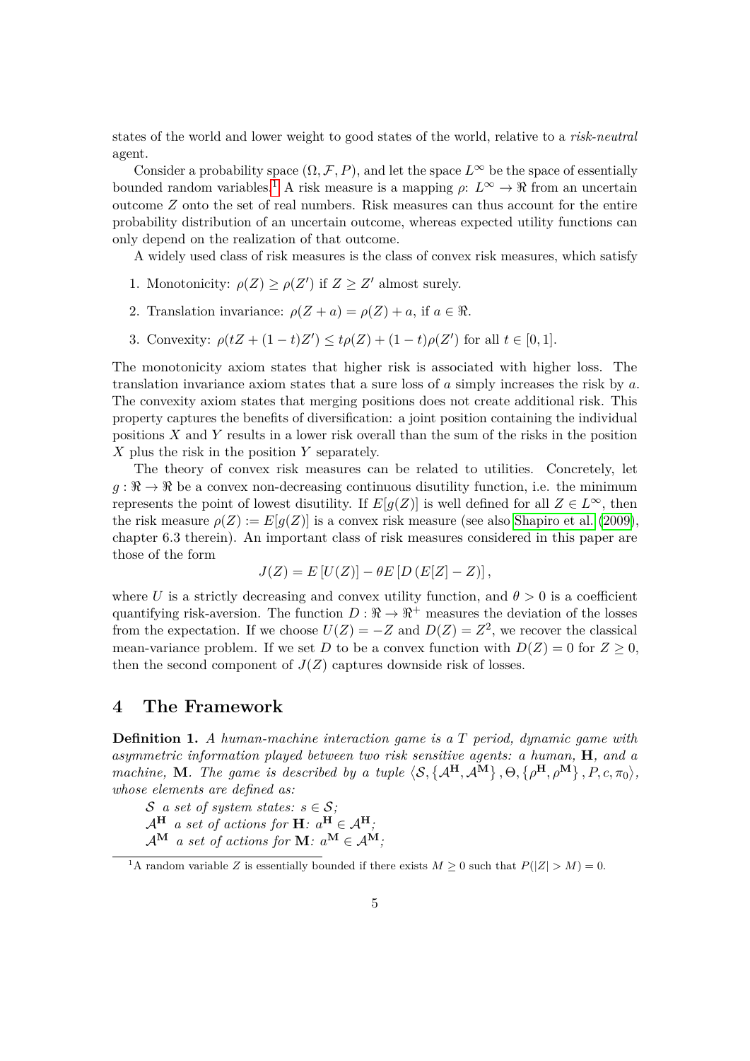states of the world and lower weight to good states of the world, relative to a *risk-neutral* agent.

Consider a probability space $(\Omega, \mathcal{F}, P)$, and let the space $L^\infty$ be the space of essentially bounded random variables.[1] A risk measure is a mapping $\rho$: $L^\infty \to \Re$ from an uncertain outcome $Z$ onto the set of real numbers. Risk measures can thus account for the entire probability distribution of an uncertain outcome, whereas expected utility functions can only depend on the realization of that outcome.

A widely used class of risk measures is the class of convex risk measures, which satisfy

1. Monotonicity: $\rho(Z) \geq \rho(Z')$ if $Z \geq Z'$ almost surely.
2. Translation invariance: $\rho(Z + a) = \rho(Z) + a$, if $a \in \Re$.
3. Convexity: $\rho(tZ + (1-t)Z') \leq t\rho(Z) + (1-t)\rho(Z')$ for all $t \in [0, 1]$.

The monotonicity axiom states that higher risk is associated with higher loss. The translation invariance axiom states that a sure loss of $a$ simply increases the risk by $a$. The convexity axiom states that merging positions does not create additional risk. This property captures the benefits of diversification: a joint position containing the individual positions $X$ and $Y$ results in a lower risk overall than the sum of the risks in the position $X$ plus the risk in the position $Y$ separately.

The theory of convex risk measures can be related to utilities. Concretely, let $g : \Re \to \Re$ be a convex non-decreasing continuous disutility function, i.e. the minimum represents the point of lowest disutility. If $E[g(Z)]$ is well defined for all $Z \in L^\infty$, then the risk measure $\rho(Z) := E[g(Z)]$ is a convex risk measure (see also Shapiro et al. (2009), chapter 6.3 therein). An important class of risk measures considered in this paper are those of the form

$$J(Z) = E\left[U(Z)\right] - \theta E\left[D\left(E[Z] - Z\right)\right],$$

where $U$ is a strictly decreasing and convex utility function, and $\theta > 0$ is a coefficient quantifying risk-aversion. The function $D : \Re \to \Re^+$ measures the deviation of the losses from the expectation. If we choose $U(Z) = -Z$ and $D(Z) = Z^2$, we recover the classical mean-variance problem. If we set $D$ to be a convex function with $D(Z) = 0$ for $Z \geq 0$, then the second component of $J(Z)$ captures downside risk of losses.

## 4 The Framework

**Definition 1.** *A human-machine interaction game is a $T$ period, dynamic game with asymmetric information played between two risk sensitive agents: a human,* $\mathbf{H}$*, and a machine,* $\mathbf{M}$*. The game is described by a tuple $\langle \mathcal{S}, \{\mathcal{A}^{\mathbf{H}}, \mathcal{A}^{\mathbf{M}}\}, \Theta, \{\rho^{\mathbf{H}}, \rho^{\mathbf{M}}\}, P, c, \pi_0 \rangle$, whose elements are defined as:*

$\mathcal{S}$ *a set of system states: $s \in \mathcal{S}$;*
$\mathcal{A}^{\mathbf{H}}$ *a set of actions for* $\mathbf{H}$*: $a^{\mathbf{H}} \in \mathcal{A}^{\mathbf{H}}$;*
$\mathcal{A}^{\mathbf{M}}$ *a set of actions for* $\mathbf{M}$*: $a^{\mathbf{M}} \in \mathcal{A}^{\mathbf{M}}$;*

[1] A random variable $Z$ is essentially bounded if there exists $M \geq 0$ such that $P(|Z| > M) = 0$.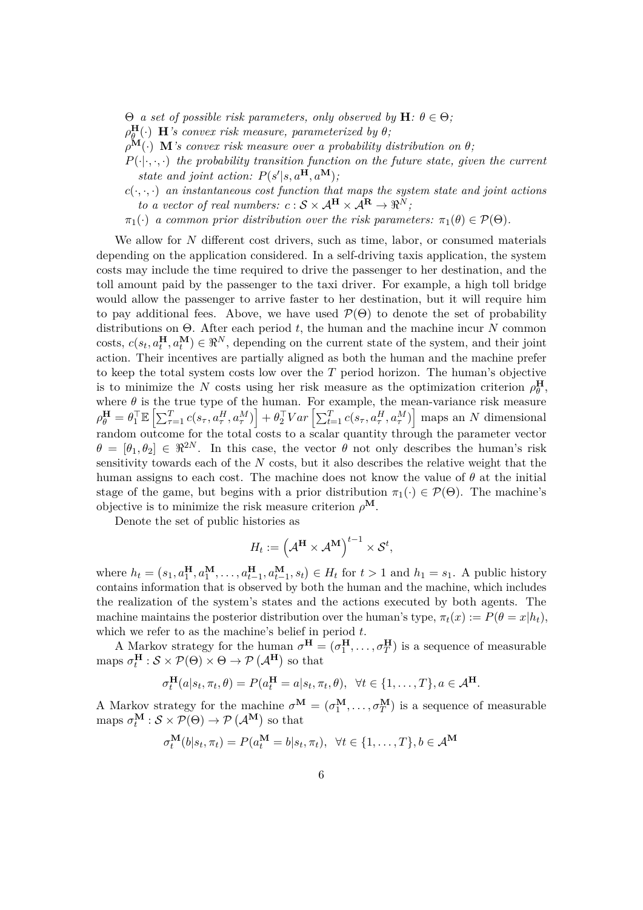$\Theta$ *a set of possible risk parameters, only observed by* $\mathbf{H}$*:* $\theta \in \Theta$*;*

$\rho^{\mathbf{H}}_{\theta}(\cdot)$ $\mathbf{H}$*'s convex risk measure, parameterized by* $\theta$*;*

$\rho^{\mathbf{M}}(\cdot)$ $\mathbf{M}$*'s convex risk measure over a probability distribution on* $\theta$*;*

$P(\cdot|\cdot,\cdot,\cdot)$ *the probability transition function on the future state, given the current state and joint action:* $P(s'|s, a^{\mathbf{H}}, a^{\mathbf{M}})$*;*

$c(\cdot,\cdot,\cdot)$ *an instantaneous cost function that maps the system state and joint actions to a vector of real numbers:* $c : \mathcal{S} \times \mathcal{A}^{\mathbf{H}} \times \mathcal{A}^{\mathbf{R}} \to \Re^N$*;*

$\pi_1(\cdot)$ *a common prior distribution over the risk parameters:* $\pi_1(\theta) \in \mathcal{P}(\Theta)$*.*

We allow for $N$ different cost drivers, such as time, labor, or consumed materials depending on the application considered. In a self-driving taxis application, the system costs may include the time required to drive the passenger to her destination, and the toll amount paid by the passenger to the taxi driver. For example, a high toll bridge would allow the passenger to arrive faster to her destination, but it will require him to pay additional fees. Above, we have used $\mathcal{P}(\Theta)$ to denote the set of probability distributions on $\Theta$. After each period $t$, the human and the machine incur $N$ common costs, $c(s_t, a^{\mathbf{H}}_t, a^{\mathbf{M}}_t) \in \Re^N$, depending on the current state of the system, and their joint action. Their incentives are partially aligned as both the human and the machine prefer to keep the total system costs low over the $T$ period horizon. The human's objective is to minimize the $N$ costs using her risk measure as the optimization criterion $\rho^{\mathbf{H}}_{\theta}$, where $\theta$ is the true type of the human. For example, the mean-variance risk measure $\rho^{\mathbf{H}}_{\theta} = \theta_1^{\top}\mathbb{E}\left[\sum_{\tau=1}^{T} c(s_\tau, a^H_\tau, a^M_\tau)\right] + \theta_2^{\top}Var\left[\sum_{t=1}^{T} c(s_\tau, a^H_\tau, a^M_\tau)\right]$ maps an $N$ dimensional random outcome for the total costs to a scalar quantity through the parameter vector $\theta = [\theta_1, \theta_2] \in \Re^{2N}$. In this case, the vector $\theta$ not only describes the human's risk sensitivity towards each of the $N$ costs, but it also describes the relative weight that the human assigns to each cost. The machine does not know the value of $\theta$ at the initial stage of the game, but begins with a prior distribution $\pi_1(\cdot) \in \mathcal{P}(\Theta)$. The machine's objective is to minimize the risk measure criterion $\rho^{\mathbf{M}}$.

Denote the set of public histories as

$$H_t := \left(\mathcal{A}^{\mathbf{H}} \times \mathcal{A}^{\mathbf{M}}\right)^{t-1} \times \mathcal{S}^t,$$

where $h_t = (s_1, a^{\mathbf{H}}_1, a^{\mathbf{M}}_1, \ldots, a^{\mathbf{H}}_{t-1}, a^{\mathbf{M}}_{t-1}, s_t) \in H_t$ for $t > 1$ and $h_1 = s_1$. A public history contains information that is observed by both the human and the machine, which includes the realization of the system's states and the actions executed by both agents. The machine maintains the posterior distribution over the human's type, $\pi_t(x) := P(\theta = x|h_t)$, which we refer to as the machine's belief in period $t$.

A Markov strategy for the human $\sigma^{\mathbf{H}} = (\sigma^{\mathbf{H}}_1, \ldots, \sigma^{\mathbf{H}}_T)$ is a sequence of measurable maps $\sigma^{\mathbf{H}}_t : \mathcal{S} \times \mathcal{P}(\Theta) \times \Theta \to \mathcal{P}\left(\mathcal{A}^{\mathbf{H}}\right)$ so that

$$\sigma^{\mathbf{H}}_t(a|s_t, \pi_t, \theta) = P(a^{\mathbf{H}}_t = a|s_t, \pi_t, \theta), \quad \forall t \in \{1, \ldots, T\}, a \in \mathcal{A}^{\mathbf{H}}.$$

A Markov strategy for the machine $\sigma^{\mathbf{M}} = (\sigma^{\mathbf{M}}_1, \ldots, \sigma^{\mathbf{M}}_T)$ is a sequence of measurable maps $\sigma^{\mathbf{M}}_t : \mathcal{S} \times \mathcal{P}(\Theta) \to \mathcal{P}\left(\mathcal{A}^{\mathbf{M}}\right)$ so that

$$\sigma^{\mathbf{M}}_t(b|s_t, \pi_t) = P(a^{\mathbf{M}}_t = b|s_t, \pi_t), \quad \forall t \in \{1, \ldots, T\}, b \in \mathcal{A}^{\mathbf{M}}$$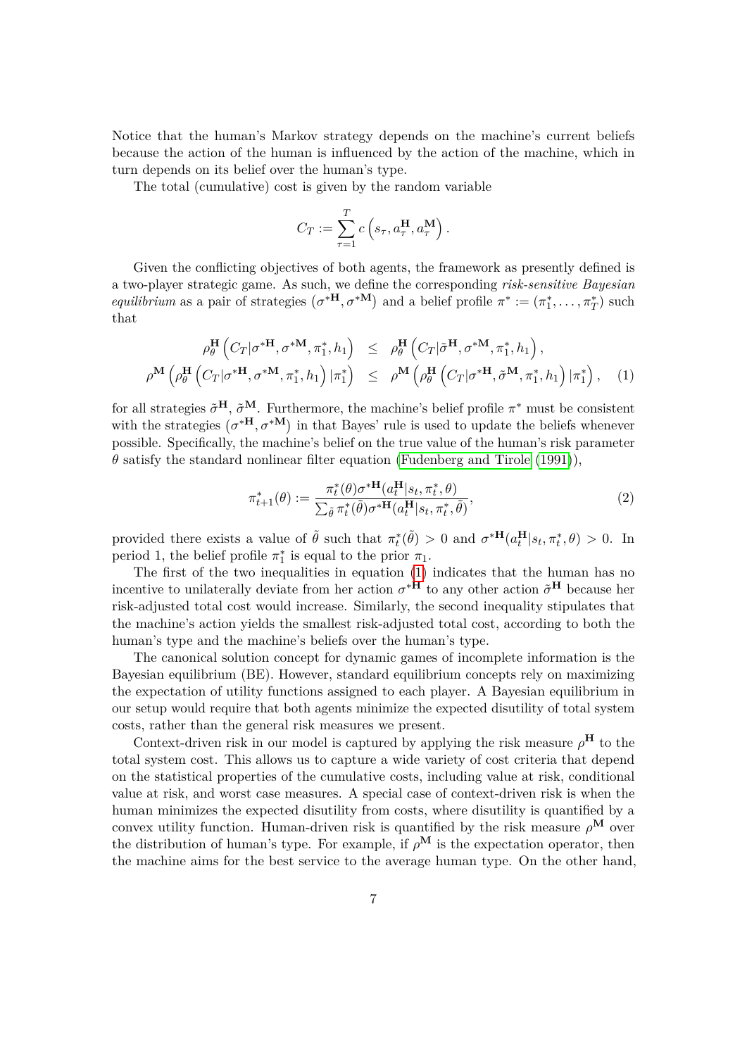Notice that the human's Markov strategy depends on the machine's current beliefs because the action of the human is influenced by the action of the machine, which in turn depends on its belief over the human's type.

The total (cumulative) cost is given by the random variable

$$C_T := \sum_{\tau=1}^{T} c\left(s_\tau, a_\tau^{\mathbf{H}}, a_\tau^{\mathbf{M}}\right).$$

Given the conflicting objectives of both agents, the framework as presently defined is a two-player strategic game. As such, we define the corresponding *risk-sensitive Bayesian equilibrium* as a pair of strategies $\left(\sigma^{*\mathbf{H}}, \sigma^{*\mathbf{M}}\right)$ and a belief profile $\pi^* := (\pi_1^*, \ldots, \pi_T^*)$ such that

$$\begin{aligned}
\rho_\theta^{\mathbf{H}}\left(C_T|\sigma^{*\mathbf{H}}, \sigma^{*\mathbf{M}}, \pi_1^*, h_1\right) &\leq \rho_\theta^{\mathbf{H}}\left(C_T|\tilde{\sigma}^{\mathbf{H}}, \sigma^{*\mathbf{M}}, \pi_1^*, h_1\right), \\
\rho^{\mathbf{M}}\left(\rho_\theta^{\mathbf{H}}\left(C_T|\sigma^{*\mathbf{H}}, \sigma^{*\mathbf{M}}, \pi_1^*, h_1\right)|\pi_1^*\right) &\leq \rho^{\mathbf{M}}\left(\rho_\theta^{\mathbf{H}}\left(C_T|\sigma^{*\mathbf{H}}, \tilde{\sigma}^{\mathbf{M}}, \pi_1^*, h_1\right)|\pi_1^*\right), \quad (1)
\end{aligned}$$

for all strategies $\tilde{\sigma}^{\mathbf{H}}$, $\tilde{\sigma}^{\mathbf{M}}$. Furthermore, the machine's belief profile $\pi^*$ must be consistent with the strategies $\left(\sigma^{*\mathbf{H}}, \sigma^{*\mathbf{M}}\right)$ in that Bayes' rule is used to update the beliefs whenever possible. Specifically, the machine's belief on the true value of the human's risk parameter $\theta$ satisfy the standard nonlinear filter equation (Fudenberg and Tirole (1991)),

$$\pi_{t+1}^*(\theta) := \frac{\pi_t^*(\theta)\sigma^{*\mathbf{H}}(a_t^{\mathbf{H}}|s_t, \pi_t^*, \theta)}{\sum_{\tilde{\theta}} \pi_t^*(\tilde{\theta})\sigma^{*\mathbf{H}}(a_t^{\mathbf{H}}|s_t, \pi_t^*, \tilde{\theta})}, \quad (2)$$

provided there exists a value of $\tilde{\theta}$ such that $\pi_t^*(\tilde{\theta}) > 0$ and $\sigma^{*\mathbf{H}}(a_t^{\mathbf{H}}|s_t, \pi_t^*, \theta) > 0$. In period 1, the belief profile $\pi_1^*$ is equal to the prior $\pi_1$.

The first of the two inequalities in equation (1) indicates that the human has no incentive to unilaterally deviate from her action $\sigma^{*\mathbf{H}}$ to any other action $\tilde{\sigma}^{\mathbf{H}}$ because her risk-adjusted total cost would increase. Similarly, the second inequality stipulates that the machine's action yields the smallest risk-adjusted total cost, according to both the human's type and the machine's beliefs over the human's type.

The canonical solution concept for dynamic games of incomplete information is the Bayesian equilibrium (BE). However, standard equilibrium concepts rely on maximizing the expectation of utility functions assigned to each player. A Bayesian equilibrium in our setup would require that both agents minimize the expected disutility of total system costs, rather than the general risk measures we present.

Context-driven risk in our model is captured by applying the risk measure $\rho^{\mathbf{H}}$ to the total system cost. This allows us to capture a wide variety of cost criteria that depend on the statistical properties of the cumulative costs, including value at risk, conditional value at risk, and worst case measures. A special case of context-driven risk is when the human minimizes the expected disutility from costs, where disutility is quantified by a convex utility function. Human-driven risk is quantified by the risk measure $\rho^{\mathbf{M}}$ over the distribution of human's type. For example, if $\rho^{\mathbf{M}}$ is the expectation operator, then the machine aims for the best service to the average human type. On the other hand,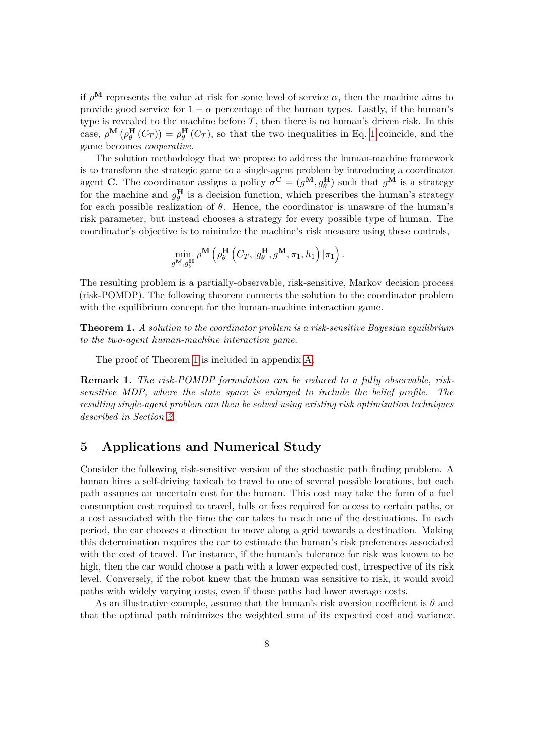if $\rho^{\mathbf{M}}$ represents the value at risk for some level of service $\alpha$, then the machine aims to provide good service for $1-\alpha$ percentage of the human types. Lastly, if the human's type is revealed to the machine before $T$, then there is no human's driven risk. In this case, $\rho^{\mathbf{M}}\left(\rho_\theta^{\mathbf{H}}\left(C_T\right)\right) = \rho_\theta^{\mathbf{H}}\left(C_T\right)$, so that the two inequalities in Eq. 1 coincide, and the game becomes *cooperative*.

The solution methodology that we propose to address the human-machine framework is to transform the strategic game to a single-agent problem by introducing a coordinator agent $\mathbf{C}$. The coordinator assigns a policy $\sigma^{\mathbf{C}} = (g^{\mathbf{M}}, g_\theta^{\mathbf{H}})$ such that $g^{\mathbf{M}}$ is a strategy for the machine and $g_\theta^{\mathbf{H}}$ is a decision function, which prescribes the human's strategy for each possible realization of $\theta$. Hence, the coordinator is unaware of the human's risk parameter, but instead chooses a strategy for every possible type of human. The coordinator's objective is to minimize the machine's risk measure using these controls,

$$\min_{g^{\mathbf{M}}, g_\theta^{\mathbf{H}}} \rho^{\mathbf{M}}\left(\rho_\theta^{\mathbf{H}}\left(C_T, |g_\theta^{\mathbf{H}}, g^{\mathbf{M}}, \pi_1, h_1\right)|\pi_1\right).$$

The resulting problem is a partially-observable, risk-sensitive, Markov decision process (risk-POMDP). The following theorem connects the solution to the coordinator problem with the equilibrium concept for the human-machine interaction game.

**Theorem 1.** *A solution to the coordinator problem is a risk-sensitive Bayesian equilibrium to the two-agent human-machine interaction game.*

The proof of Theorem 1 is included in appendix A.

**Remark 1.** *The risk-POMDP formulation can be reduced to a fully observable, risk-sensitive MDP, where the state space is enlarged to include the belief profile. The resulting single-agent problem can then be solved using existing risk optimization techniques described in Section 2.*

## 5 Applications and Numerical Study

Consider the following risk-sensitive version of the stochastic path finding problem. A human hires a self-driving taxicab to travel to one of several possible locations, but each path assumes an uncertain cost for the human. This cost may take the form of a fuel consumption cost required to travel, tolls or fees required for access to certain paths, or a cost associated with the time the car takes to reach one of the destinations. In each period, the car chooses a direction to move along a grid towards a destination. Making this determination requires the car to estimate the human's risk preferences associated with the cost of travel. For instance, if the human's tolerance for risk was known to be high, then the car would choose a path with a lower expected cost, irrespective of its risk level. Conversely, if the robot knew that the human was sensitive to risk, it would avoid paths with widely varying costs, even if those paths had lower average costs.

As an illustrative example, assume that the human's risk aversion coefficient is $\theta$ and that the optimal path minimizes the weighted sum of its expected cost and variance.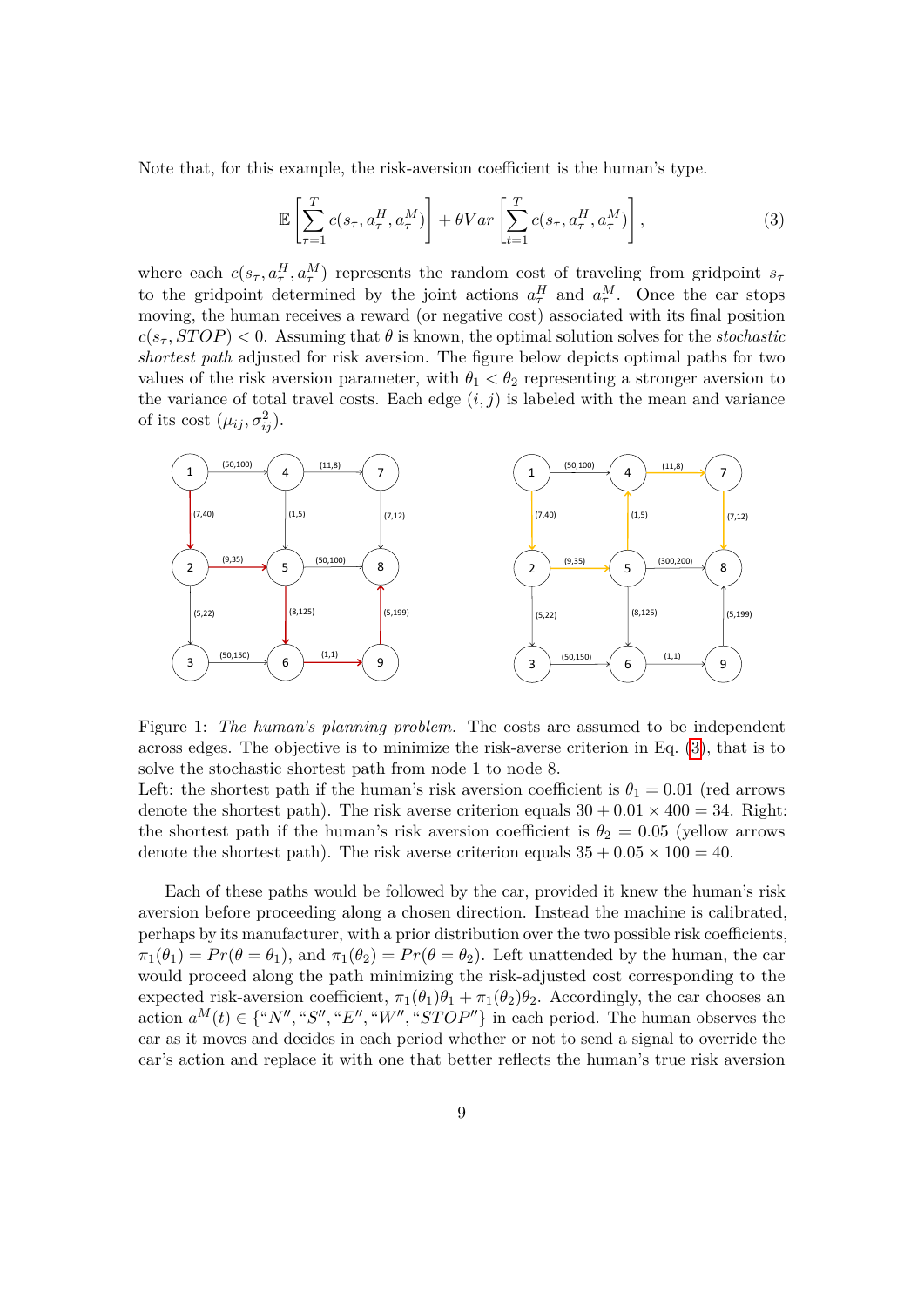Note that, for this example, the risk-aversion coefficient is the human's type.

$$\mathbb{E}\left[\sum_{\tau=1}^{T} c(s_\tau, a_\tau^H, a_\tau^M)\right] + \theta Var\left[\sum_{t=1}^{T} c(s_\tau, a_\tau^H, a_\tau^M)\right], \tag{3}$$

where each $c(s_\tau, a_\tau^H, a_\tau^M)$ represents the random cost of traveling from gridpoint $s_\tau$ to the gridpoint determined by the joint actions $a_\tau^H$ and $a_\tau^M$. Once the car stops moving, the human receives a reward (or negative cost) associated with its final position $c(s_\tau, STOP) < 0$. Assuming that $\theta$ is known, the optimal solution solves for the *stochastic shortest path* adjusted for risk aversion. The figure below depicts optimal paths for two values of the risk aversion parameter, with $\theta_1 < \theta_2$ representing a stronger aversion to the variance of total travel costs. Each edge $(i, j)$ is labeled with the mean and variance of its cost $(\mu_{ij}, \sigma_{ij}^2)$.

Figure 1: *The human's planning problem.* The costs are assumed to be independent across edges. The objective is to minimize the risk-averse criterion in Eq. (3), that is to solve the stochastic shortest path from node 1 to node 8.
Left: the shortest path if the human's risk aversion coefficient is $\theta_1 = 0.01$ (red arrows denote the shortest path). The risk averse criterion equals $30 + 0.01 \times 400 = 34$. Right: the shortest path if the human's risk aversion coefficient is $\theta_2 = 0.05$ (yellow arrows denote the shortest path). The risk averse criterion equals $35 + 0.05 \times 100 = 40$.

Each of these paths would be followed by the car, provided it knew the human's risk aversion before proceeding along a chosen direction. Instead the machine is calibrated, perhaps by its manufacturer, with a prior distribution over the two possible risk coefficients, $\pi_1(\theta_1) = Pr(\theta = \theta_1)$, and $\pi_1(\theta_2) = Pr(\theta = \theta_2)$. Left unattended by the human, the car would proceed along the path minimizing the risk-adjusted cost corresponding to the expected risk-aversion coefficient, $\pi_1(\theta_1)\theta_1 + \pi_1(\theta_2)\theta_2$. Accordingly, the car chooses an action $a^M(t) \in \{“N”, “S”, “E”, “W”, “STOP”\}$ in each period. The human observes the car as it moves and decides in each period whether or not to send a signal to override the car's action and replace it with one that better reflects the human's true risk aversion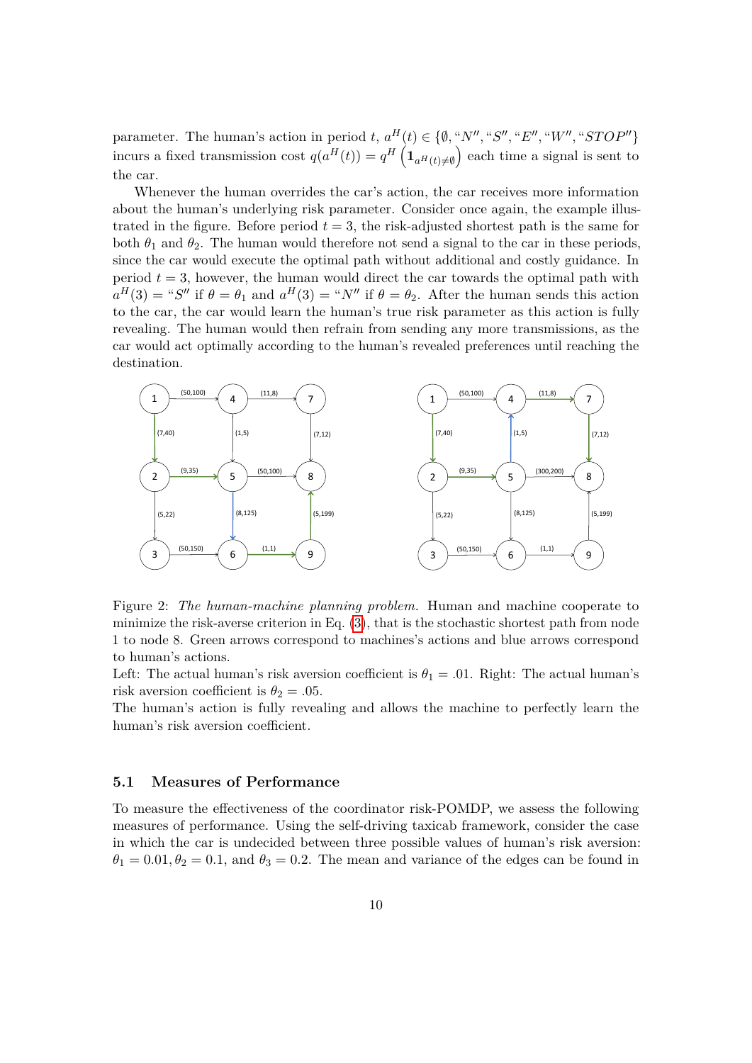parameter. The human's action in period $t$, $a^H(t) \in \{\emptyset, \text{“}N\text{”}, \text{“}S\text{”}, \text{“}E\text{”}, \text{“}W\text{”}, \text{“}STOP\text{”}\}$ incurs a fixed transmission cost $q(a^H(t)) = q^H \left(\mathbf{1}_{a^H(t) \neq \emptyset}\right)$ each time a signal is sent to the car.

Whenever the human overrides the car's action, the car receives more information about the human's underlying risk parameter. Consider once again, the example illustrated in the figure. Before period $t = 3$, the risk-adjusted shortest path is the same for both $\theta_1$ and $\theta_2$. The human would therefore not send a signal to the car in these periods, since the car would execute the optimal path without additional and costly guidance. In period $t = 3$, however, the human would direct the car towards the optimal path with $a^H(3) = \text{“}S\text{”}$ if $\theta = \theta_1$ and $a^H(3) = \text{“}N\text{”}$ if $\theta = \theta_2$. After the human sends this action to the car, the car would learn the human's true risk parameter as this action is fully revealing. The human would then refrain from sending any more transmissions, as the car would act optimally according to the human's revealed preferences until reaching the destination.

Figure 2: *The human-machine planning problem.* Human and machine cooperate to minimize the risk-averse criterion in Eq. (3), that is the stochastic shortest path from node 1 to node 8. Green arrows correspond to machines's actions and blue arrows correspond to human's actions.
Left: The actual human's risk aversion coefficient is $\theta_1 = .01$. Right: The actual human's risk aversion coefficient is $\theta_2 = .05$.
The human's action is fully revealing and allows the machine to perfectly learn the human's risk aversion coefficient.

### 5.1 Measures of Performance

To measure the effectiveness of the coordinator risk-POMDP, we assess the following measures of performance. Using the self-driving taxicab framework, consider the case in which the car is undecided between three possible values of human's risk aversion: $\theta_1 = 0.01, \theta_2 = 0.1$, and $\theta_3 = 0.2$. The mean and variance of the edges can be found in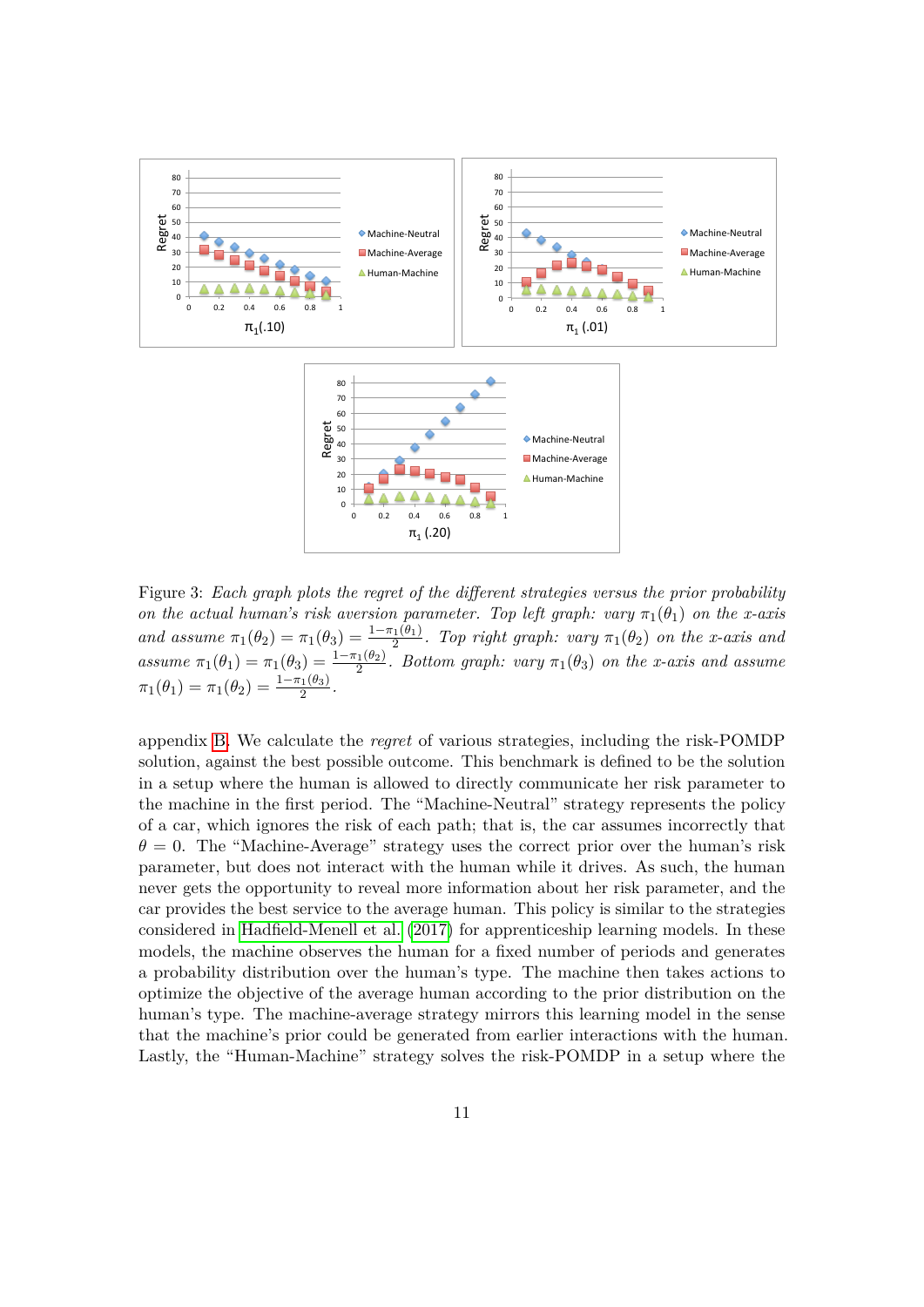Figure 3: *Each graph plots the regret of the different strategies versus the prior probability on the actual human's risk aversion parameter. Top left graph: vary* $\pi_1(\theta_1)$ *on the x-axis and assume* $\pi_1(\theta_2) = \pi_1(\theta_3) = \frac{1-\pi_1(\theta_1)}{2}$. *Top right graph: vary* $\pi_1(\theta_2)$ *on the x-axis and assume* $\pi_1(\theta_1) = \pi_1(\theta_3) = \frac{1-\pi_1(\theta_2)}{2}$. *Bottom graph: vary* $\pi_1(\theta_3)$ *on the x-axis and assume* $\pi_1(\theta_1) = \pi_1(\theta_2) = \frac{1-\pi_1(\theta_3)}{2}$.

appendix B. We calculate the *regret* of various strategies, including the risk-POMDP solution, against the best possible outcome. This benchmark is defined to be the solution in a setup where the human is allowed to directly communicate her risk parameter to the machine in the first period. The "Machine-Neutral" strategy represents the policy of a car, which ignores the risk of each path; that is, the car assumes incorrectly that $\theta = 0$. The "Machine-Average" strategy uses the correct prior over the human's risk parameter, but does not interact with the human while it drives. As such, the human never gets the opportunity to reveal more information about her risk parameter, and the car provides the best service to the average human. This policy is similar to the strategies considered in Hadfield-Menell et al. (2017) for apprenticeship learning models. In these models, the machine observes the human for a fixed number of periods and generates a probability distribution over the human's type. The machine then takes actions to optimize the objective of the average human according to the prior distribution on the human's type. The machine-average strategy mirrors this learning model in the sense that the machine's prior could be generated from earlier interactions with the human. Lastly, the "Human-Machine" strategy solves the risk-POMDP in a setup where the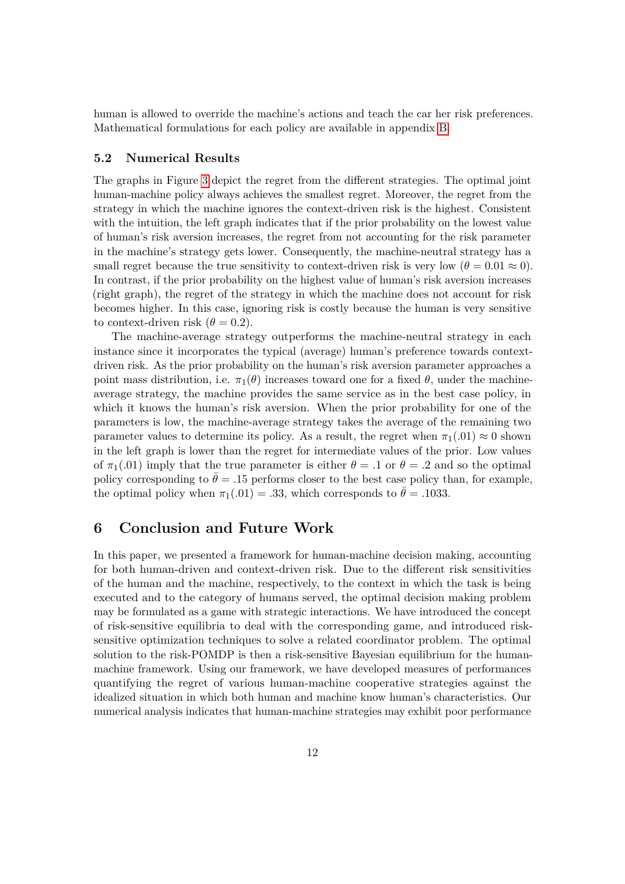human is allowed to override the machine's actions and teach the car her risk preferences. Mathematical formulations for each policy are available in appendix B.

### 5.2 Numerical Results

The graphs in Figure 3 depict the regret from the different strategies. The optimal joint human-machine policy always achieves the smallest regret. Moreover, the regret from the strategy in which the machine ignores the context-driven risk is the highest. Consistent with the intuition, the left graph indicates that if the prior probability on the lowest value of human's risk aversion increases, the regret from not accounting for the risk parameter in the machine's strategy gets lower. Consequently, the machine-neutral strategy has a small regret because the true sensitivity to context-driven risk is very low ($\theta = 0.01 \approx 0$). In contrast, if the prior probability on the highest value of human's risk aversion increases (right graph), the regret of the strategy in which the machine does not account for risk becomes higher. In this case, ignoring risk is costly because the human is very sensitive to context-driven risk ($\theta = 0.2$).

The machine-average strategy outperforms the machine-neutral strategy in each instance since it incorporates the typical (average) human's preference towards context-driven risk. As the prior probability on the human's risk aversion parameter approaches a point mass distribution, i.e. $\pi_1(\theta)$ increases toward one for a fixed $\theta$, under the machine-average strategy, the machine provides the same service as in the best case policy, in which it knows the human's risk aversion. When the prior probability for one of the parameters is low, the machine-average strategy takes the average of the remaining two parameter values to determine its policy. As a result, the regret when $\pi_1(.01) \approx 0$ shown in the left graph is lower than the regret for intermediate values of the prior. Low values of $\pi_1(.01)$ imply that the true parameter is either $\theta = .1$ or $\theta = .2$ and so the optimal policy corresponding to $\bar{\theta} = .15$ performs closer to the best case policy than, for example, the optimal policy when $\pi_1(.01) = .33$, which corresponds to $\bar{\theta} = .1033$.

## 6 Conclusion and Future Work

In this paper, we presented a framework for human-machine decision making, accounting for both human-driven and context-driven risk. Due to the different risk sensitivities of the human and the machine, respectively, to the context in which the task is being executed and to the category of humans served, the optimal decision making problem may be formulated as a game with strategic interactions. We have introduced the concept of risk-sensitive equilibria to deal with the corresponding game, and introduced risk-sensitive optimization techniques to solve a related coordinator problem. The optimal solution to the risk-POMDP is then a risk-sensitive Bayesian equilibrium for the human-machine framework. Using our framework, we have developed measures of performances quantifying the regret of various human-machine cooperative strategies against the idealized situation in which both human and machine know human's characteristics. Our numerical analysis indicates that human-machine strategies may exhibit poor performance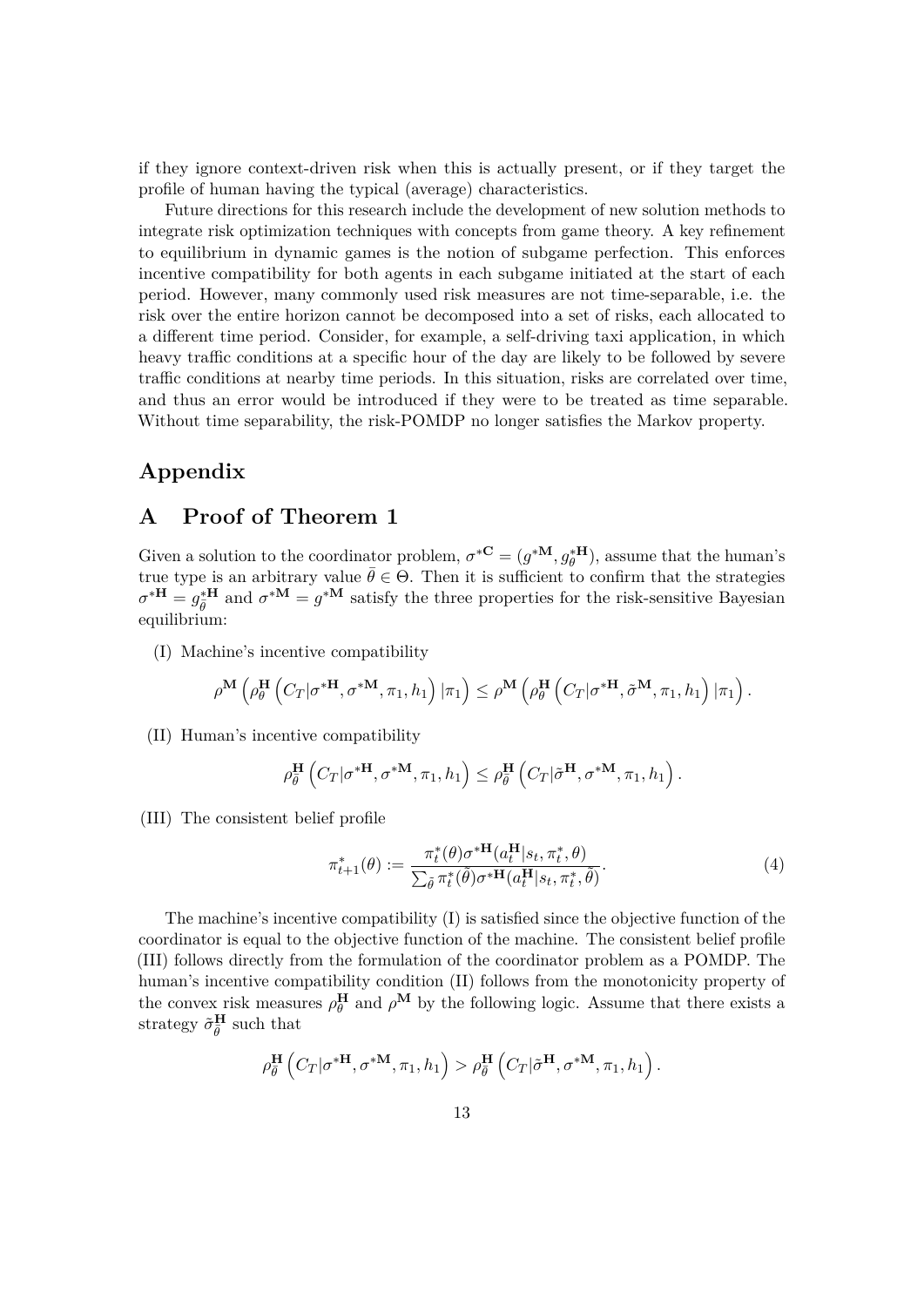if they ignore context-driven risk when this is actually present, or if they target the profile of human having the typical (average) characteristics.

Future directions for this research include the development of new solution methods to integrate risk optimization techniques with concepts from game theory. A key refinement to equilibrium in dynamic games is the notion of subgame perfection. This enforces incentive compatibility for both agents in each subgame initiated at the start of each period. However, many commonly used risk measures are not time-separable, i.e. the risk over the entire horizon cannot be decomposed into a set of risks, each allocated to a different time period. Consider, for example, a self-driving taxi application, in which heavy traffic conditions at a specific hour of the day are likely to be followed by severe traffic conditions at nearby time periods. In this situation, risks are correlated over time, and thus an error would be introduced if they were to be treated as time separable. Without time separability, the risk-POMDP no longer satisfies the Markov property.

# Appendix

## A Proof of Theorem 1

Given a solution to the coordinator problem, $\sigma^{*\mathbf{C}} = (g^{*\mathbf{M}}, g^{*\mathbf{H}}_{\theta})$, assume that the human's true type is an arbitrary value $\bar{\theta} \in \Theta$. Then it is sufficient to confirm that the strategies $\sigma^{*\mathbf{H}} = g^{*\mathbf{H}}_{\bar{\theta}}$ and $\sigma^{*\mathbf{M}} = g^{*\mathbf{M}}$ satisfy the three properties for the risk-sensitive Bayesian equilibrium:

(I) Machine's incentive compatibility

$$\rho^{\mathbf{M}}\left(\rho^{\mathbf{H}}_{\theta}\left(C_T|\sigma^{*\mathbf{H}}, \sigma^{*\mathbf{M}}, \pi_1, h_1\right)|\pi_1\right) \leq \rho^{\mathbf{M}}\left(\rho^{\mathbf{H}}_{\theta}\left(C_T|\sigma^{*\mathbf{H}}, \tilde{\sigma}^{\mathbf{M}}, \pi_1, h_1\right)|\pi_1\right).$$

(II) Human's incentive compatibility

$$\rho^{\mathbf{H}}_{\bar{\theta}}\left(C_T|\sigma^{*\mathbf{H}}, \sigma^{*\mathbf{M}}, \pi_1, h_1\right) \leq \rho^{\mathbf{H}}_{\bar{\theta}}\left(C_T|\tilde{\sigma}^{\mathbf{H}}, \sigma^{*\mathbf{M}}, \pi_1, h_1\right).$$

(III) The consistent belief profile

$$\pi^*_{t+1}(\theta) := \frac{\pi^*_t(\theta)\sigma^{*\mathbf{H}}(a^{\mathbf{H}}_t|s_t, \pi^*_t, \theta)}{\sum_{\tilde{\theta}} \pi^*_t(\tilde{\theta})\sigma^{*\mathbf{H}}(a^{\mathbf{H}}_t|s_t, \pi^*_t, \tilde{\theta})}. \tag{4}$$

The machine's incentive compatibility (I) is satisfied since the objective function of the coordinator is equal to the objective function of the machine. The consistent belief profile (III) follows directly from the formulation of the coordinator problem as a POMDP. The human's incentive compatibility condition (II) follows from the monotonicity property of the convex risk measures $\rho^{\mathbf{H}}_{\theta}$ and $\rho^{\mathbf{M}}$ by the following logic. Assume that there exists a strategy $\tilde{\sigma}^{\mathbf{H}}_{\bar{\theta}}$ such that

$$\rho^{\mathbf{H}}_{\bar{\theta}}\left(C_T|\sigma^{*\mathbf{H}}, \sigma^{*\mathbf{M}}, \pi_1, h_1\right) > \rho^{\mathbf{H}}_{\bar{\theta}}\left(C_T|\tilde{\sigma}^{\mathbf{H}}, \sigma^{*\mathbf{M}}, \pi_1, h_1\right).$$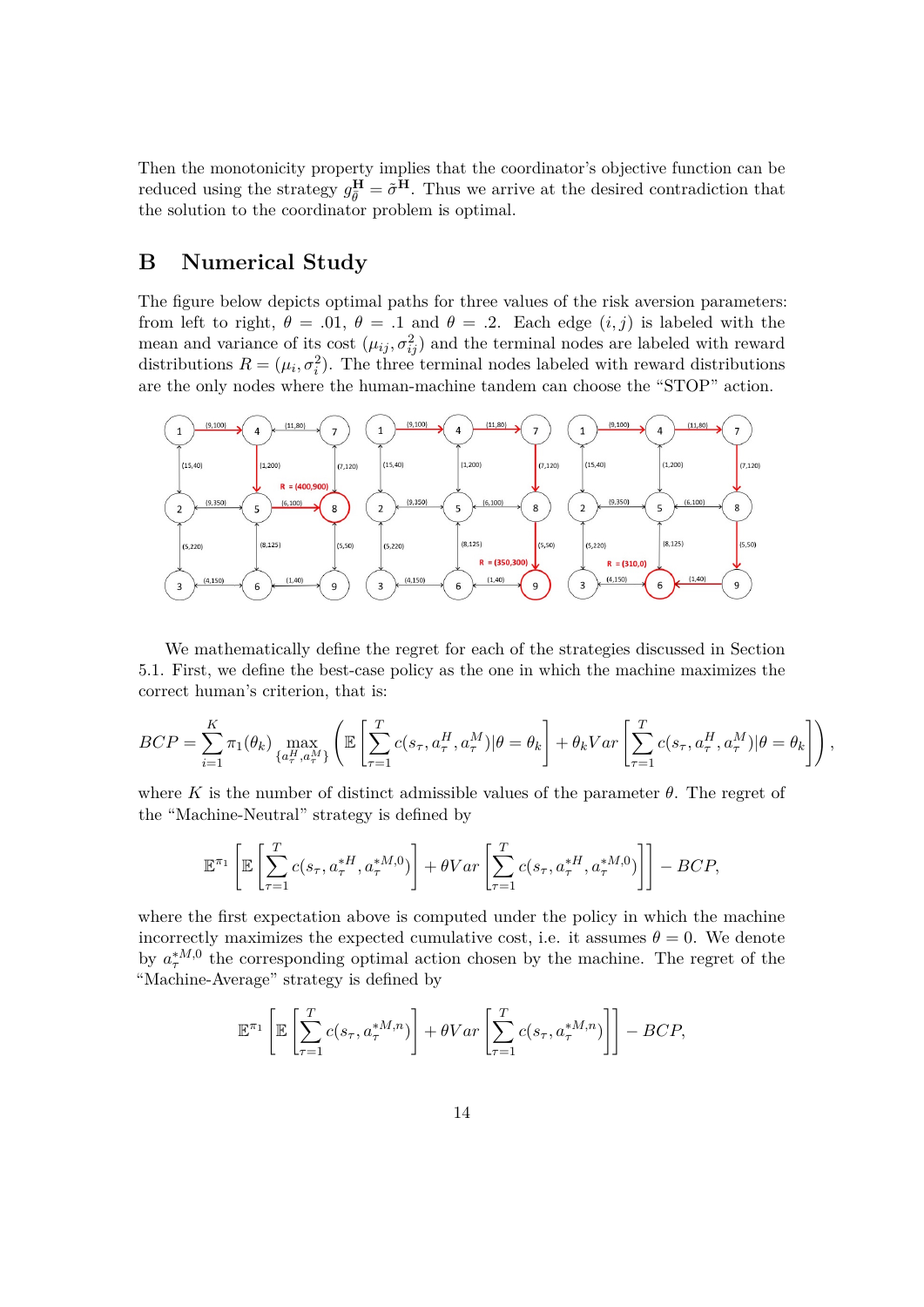Then the monotonicity property implies that the coordinator's objective function can be reduced using the strategy $g^{\mathbf{H}}_{\bar{\theta}} = \bar{\sigma}^{\mathbf{H}}$. Thus we arrive at the desired contradiction that the solution to the coordinator problem is optimal.

## B Numerical Study

The figure below depicts optimal paths for three values of the risk aversion parameters: from left to right, $\theta = .01$, $\theta = .1$ and $\theta = .2$. Each edge $(i, j)$ is labeled with the mean and variance of its cost $(\mu_{ij}, \sigma_{ij}^2)$ and the terminal nodes are labeled with reward distributions $R = (\mu_i, \sigma_i^2)$. The three terminal nodes labeled with reward distributions are the only nodes where the human-machine tandem can choose the "STOP" action.

We mathematically define the regret for each of the strategies discussed in Section 5.1. First, we define the best-case policy as the one in which the machine maximizes the correct human's criterion, that is:

$$BCP = \sum_{i=1}^{K} \pi_1(\theta_k) \max_{\{a_\tau^H, a_\tau^M\}} \left( \mathbb{E}\left[ \sum_{\tau=1}^{T} c(s_\tau, a_\tau^H, a_\tau^M) | \theta = \theta_k \right] + \theta_k Var \left[ \sum_{\tau=1}^{T} c(s_\tau, a_\tau^H, a_\tau^M) | \theta = \theta_k \right] \right),$$

where $K$ is the number of distinct admissible values of the parameter $\theta$. The regret of the "Machine-Neutral" strategy is defined by

$$\mathbb{E}^{\pi_1} \left[ \mathbb{E}\left[ \sum_{\tau=1}^{T} c(s_\tau, a_\tau^{*H}, a_\tau^{*M,0}) \right] + \theta Var \left[ \sum_{\tau=1}^{T} c(s_\tau, a_\tau^{*H}, a_\tau^{*M,0}) \right] \right] - BCP,$$

where the first expectation above is computed under the policy in which the machine incorrectly maximizes the expected cumulative cost, i.e. it assumes $\theta = 0$. We denote by $a_\tau^{*M,0}$ the corresponding optimal action chosen by the machine. The regret of the "Machine-Average" strategy is defined by

$$\mathbb{E}^{\pi_1} \left[ \mathbb{E}\left[ \sum_{\tau=1}^{T} c(s_\tau, a_\tau^{*M,n}) \right] + \theta Var \left[ \sum_{\tau=1}^{T} c(s_\tau, a_\tau^{*M,n}) \right] \right] - BCP,$$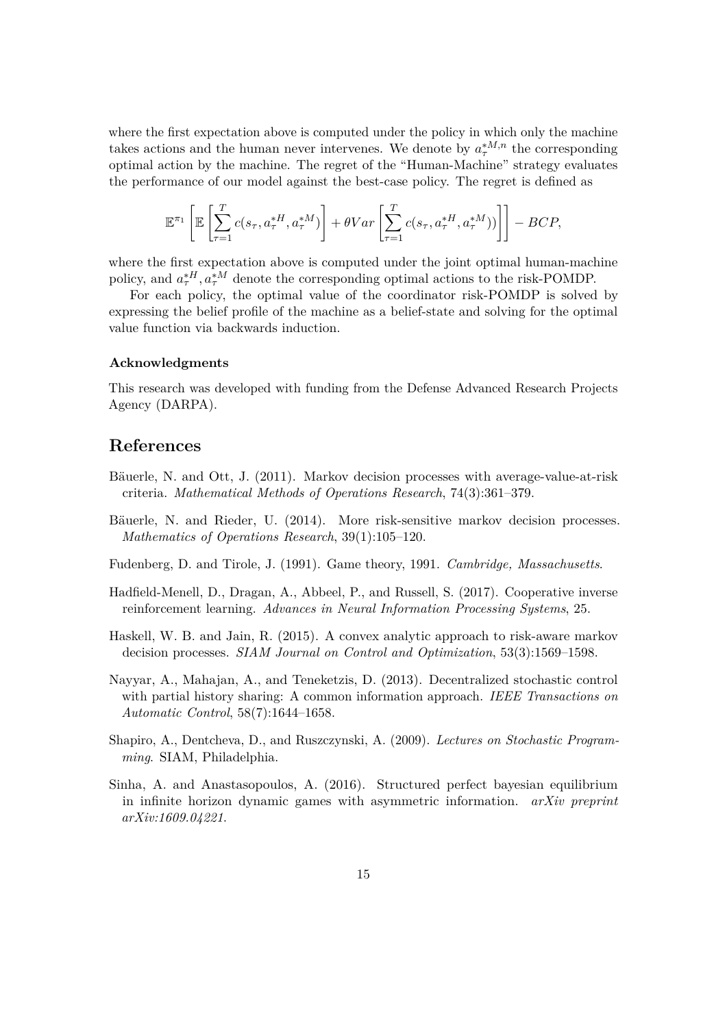where the first expectation above is computed under the policy in which only the machine takes actions and the human never intervenes. We denote by $a_\tau^{*M,n}$ the corresponding optimal action by the machine. The regret of the "Human-Machine" strategy evaluates the performance of our model against the best-case policy. The regret is defined as

$$\mathbb{E}^{\pi_1}\left[\mathbb{E}\left[\sum_{\tau=1}^{T} c(s_\tau, a_\tau^{*H}, a_\tau^{*M})\right] + \theta Var\left[\sum_{\tau=1}^{T} c(s_\tau, a_\tau^{*H}, a_\tau^{*M}))\right]\right] - BCP,$$

where the first expectation above is computed under the joint optimal human-machine policy, and $a_\tau^{*H}, a_\tau^{*M}$ denote the corresponding optimal actions to the risk-POMDP.

For each policy, the optimal value of the coordinator risk-POMDP is solved by expressing the belief profile of the machine as a belief-state and solving for the optimal value function via backwards induction.

### Acknowledgments

This research was developed with funding from the Defense Advanced Research Projects Agency (DARPA).

## References

Bäuerle, N. and Ott, J. (2011). Markov decision processes with average-value-at-risk criteria. *Mathematical Methods of Operations Research*, 74(3):361–379.

Bäuerle, N. and Rieder, U. (2014). More risk-sensitive markov decision processes. *Mathematics of Operations Research*, 39(1):105–120.

Fudenberg, D. and Tirole, J. (1991). Game theory, 1991. *Cambridge, Massachusetts*.

Hadfield-Menell, D., Dragan, A., Abbeel, P., and Russell, S. (2017). Cooperative inverse reinforcement learning. *Advances in Neural Information Processing Systems*, 25.

Haskell, W. B. and Jain, R. (2015). A convex analytic approach to risk-aware markov decision processes. *SIAM Journal on Control and Optimization*, 53(3):1569–1598.

Nayyar, A., Mahajan, A., and Teneketzis, D. (2013). Decentralized stochastic control with partial history sharing: A common information approach. *IEEE Transactions on Automatic Control*, 58(7):1644–1658.

Shapiro, A., Dentcheva, D., and Ruszczynski, A. (2009). *Lectures on Stochastic Programming*. SIAM, Philadelphia.

Sinha, A. and Anastasopoulos, A. (2016). Structured perfect bayesian equilibrium in infinite horizon dynamic games with asymmetric information. *arXiv preprint arXiv:1609.04221*.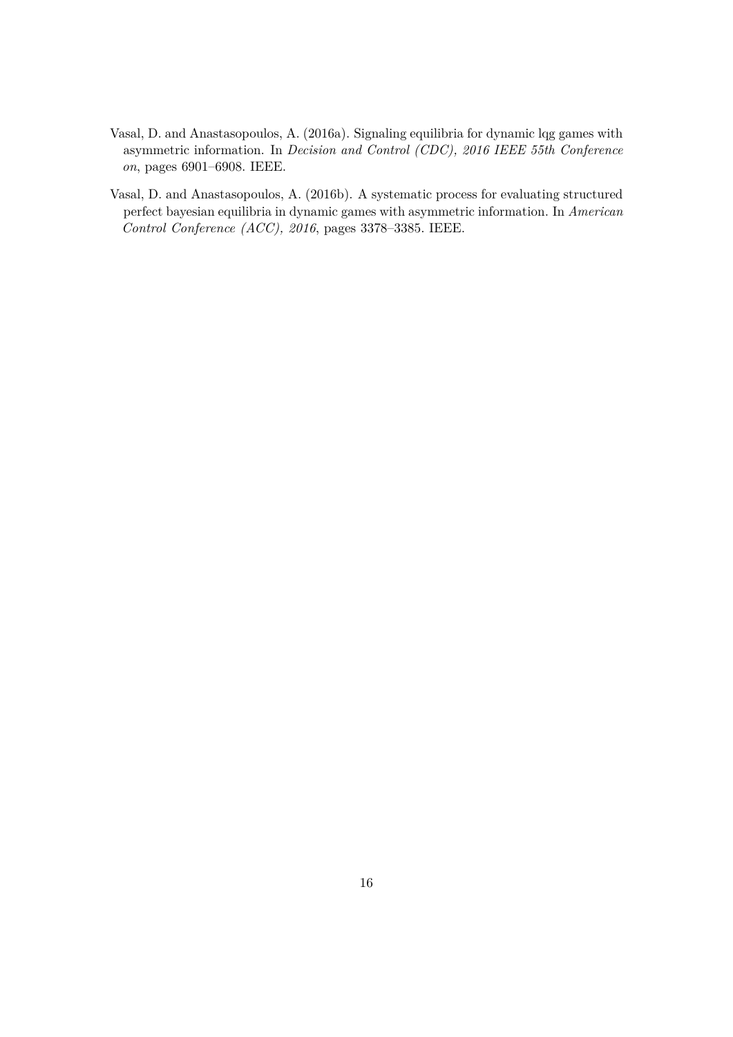Vasal, D. and Anastasopoulos, A. (2016a). Signaling equilibria for dynamic lqg games with asymmetric information. In *Decision and Control (CDC), 2016 IEEE 55th Conference on*, pages 6901–6908. IEEE.

Vasal, D. and Anastasopoulos, A. (2016b). A systematic process for evaluating structured perfect bayesian equilibria in dynamic games with asymmetric information. In *American Control Conference (ACC), 2016*, pages 3378–3385. IEEE.